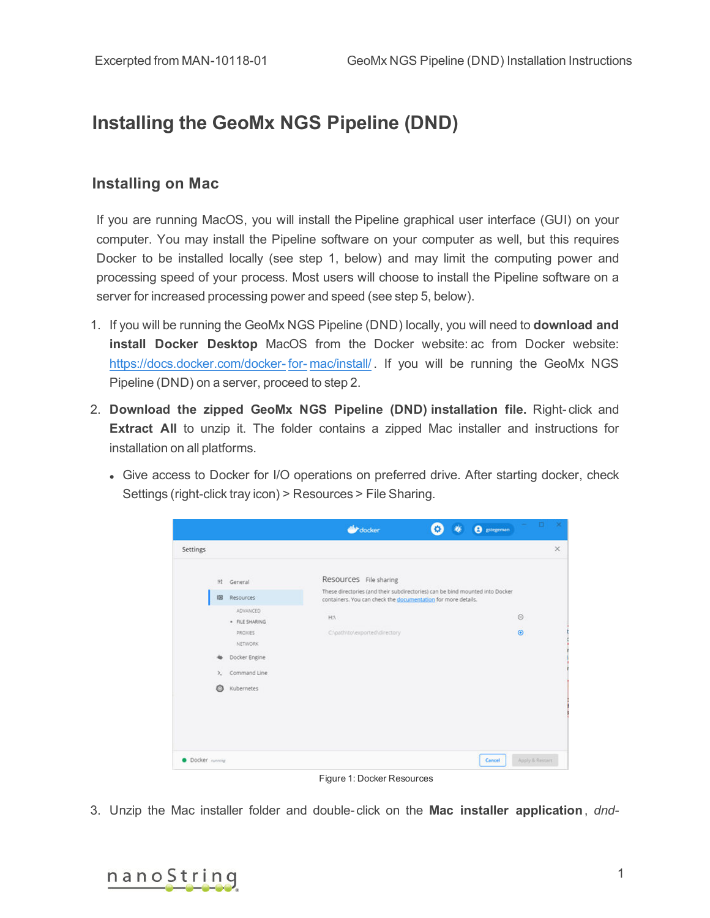# Installing the GeoMx NGS Pipeline (DND)

## Installing on Mac

If you are running MacOS, you will install the Pipeline graphical user interface (GUI) on your computer. You may install the Pipeline software on your computer as well, but this requires Docker to be installed locally (see step 1, below) and may limit the computing power and processing speed of your process. Most users will choose to install the Pipeline software on a server for increased processing power and speed (see step 5, below).

1. If you will be running the GeoMx NGS Pipeline (DND) locally, you will need to **download and install Docker Desktop** MacOS from the Docker website: ac from Docker website: https://docs.docker.com/docker-for-mac/install/. If you will be running the GeoMx NGS Pipeline (DND) on a server, proceed to step 2.

2. **Download the zipped GeoMx NGS Pipeline (DND) installation file.** Right-click and **Extract All** to unzip it. The folder contains a zipped Mac installer and instructions for installation on all platforms.

   - Give access to Docker for I/O operations on preferred drive. After starting docker, check Settings (right-click tray icon) > Resources > File Sharing.

Figure 1: Docker Resources

3. Unzip the Mac installer folder and double-click on the **Mac installer application**, *dnd-*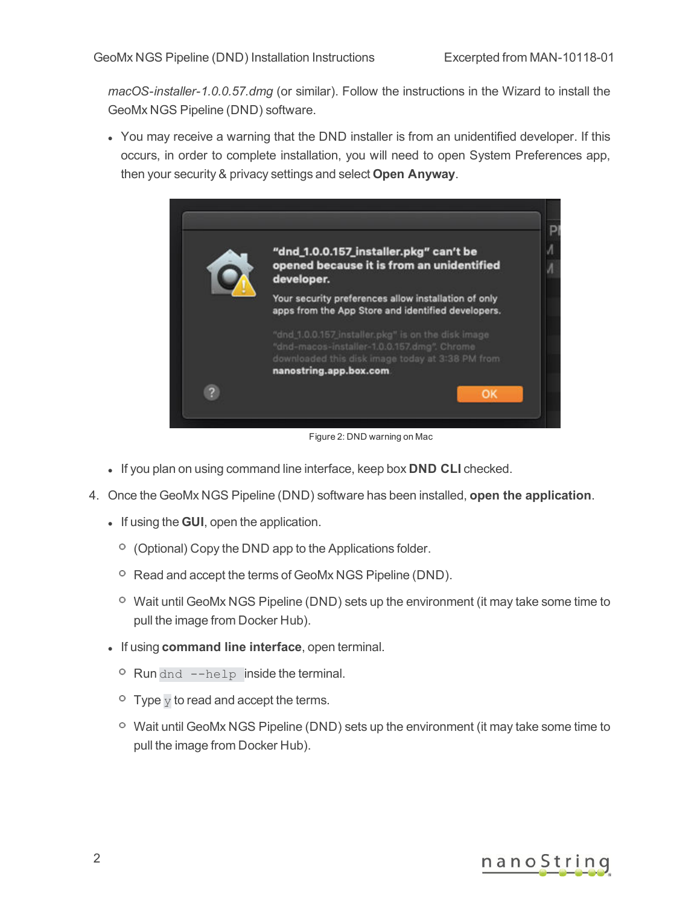*macOS-installer-1.0.0.57.dmg* (or similar). Follow the instructions in the Wizard to install the GeoMx NGS Pipeline (DND) software.

- You may receive a warning that the DND installer is from an unidentified developer. If this occurs, in order to complete installation, you will need to open System Preferences app, then your security & privacy settings and select **Open Anyway**.

Figure 2: DND warning on Mac

- If you plan on using command line interface, keep box **DND CLI** checked.

4. Once the GeoMx NGS Pipeline (DND) software has been installed, **open the application**.
   - If using the **GUI**, open the application.
     - (Optional) Copy the DND app to the Applications folder.
     - Read and accept the terms of GeoMx NGS Pipeline (DND).
     - Wait until GeoMx NGS Pipeline (DND) sets up the environment (it may take some time to pull the image from Docker Hub).
   - If using **command line interface**, open terminal.
     - Run `dnd --help` inside the terminal.
     - Type `y` to read and accept the terms.
     - Wait until GeoMx NGS Pipeline (DND) sets up the environment (it may take some time to pull the image from Docker Hub).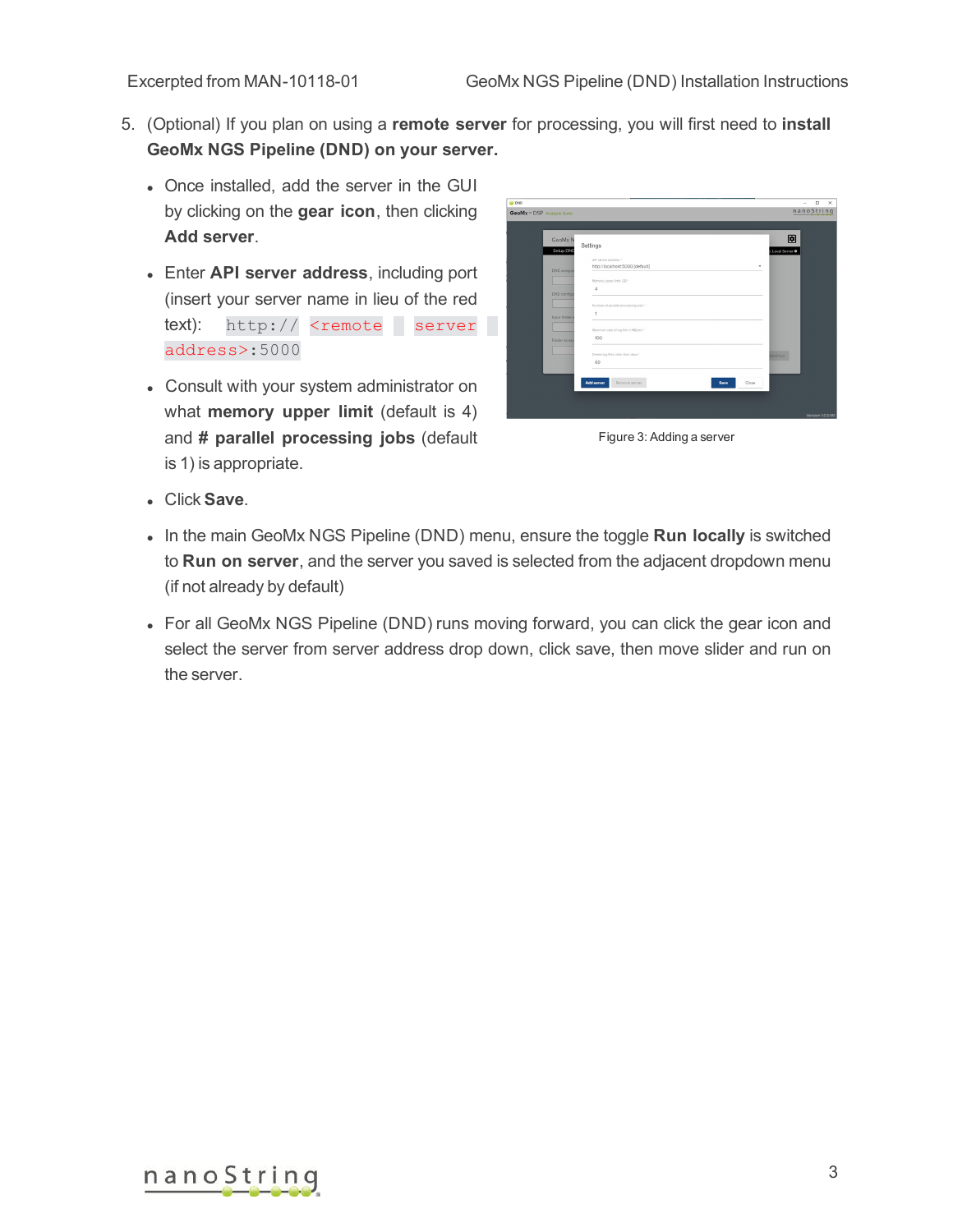5. (Optional) If you plan on using a **remote server** for processing, you will first need to **install GeoMx NGS Pipeline (DND) on your server.**

   - Once installed, add the server in the GUI by clicking on the **gear icon**, then clicking **Add server**.
   - Enter **API server address**, including port (insert your server name in lieu of the red text): `http://<remote server address>:5000`
   - Consult with your system administrator on what **memory upper limit** (default is 4) and **# parallel processing jobs** (default is 1) is appropriate.
   - Click **Save**.
   - In the main GeoMx NGS Pipeline (DND) menu, ensure the toggle **Run locally** is switched to **Run on server**, and the server you saved is selected from the adjacent dropdown menu (if not already by default)
   - For all GeoMx NGS Pipeline (DND) runs moving forward, you can click the gear icon and select the server from server address drop down, click save, then move slider and run on the server.

Figure 3: Adding a server